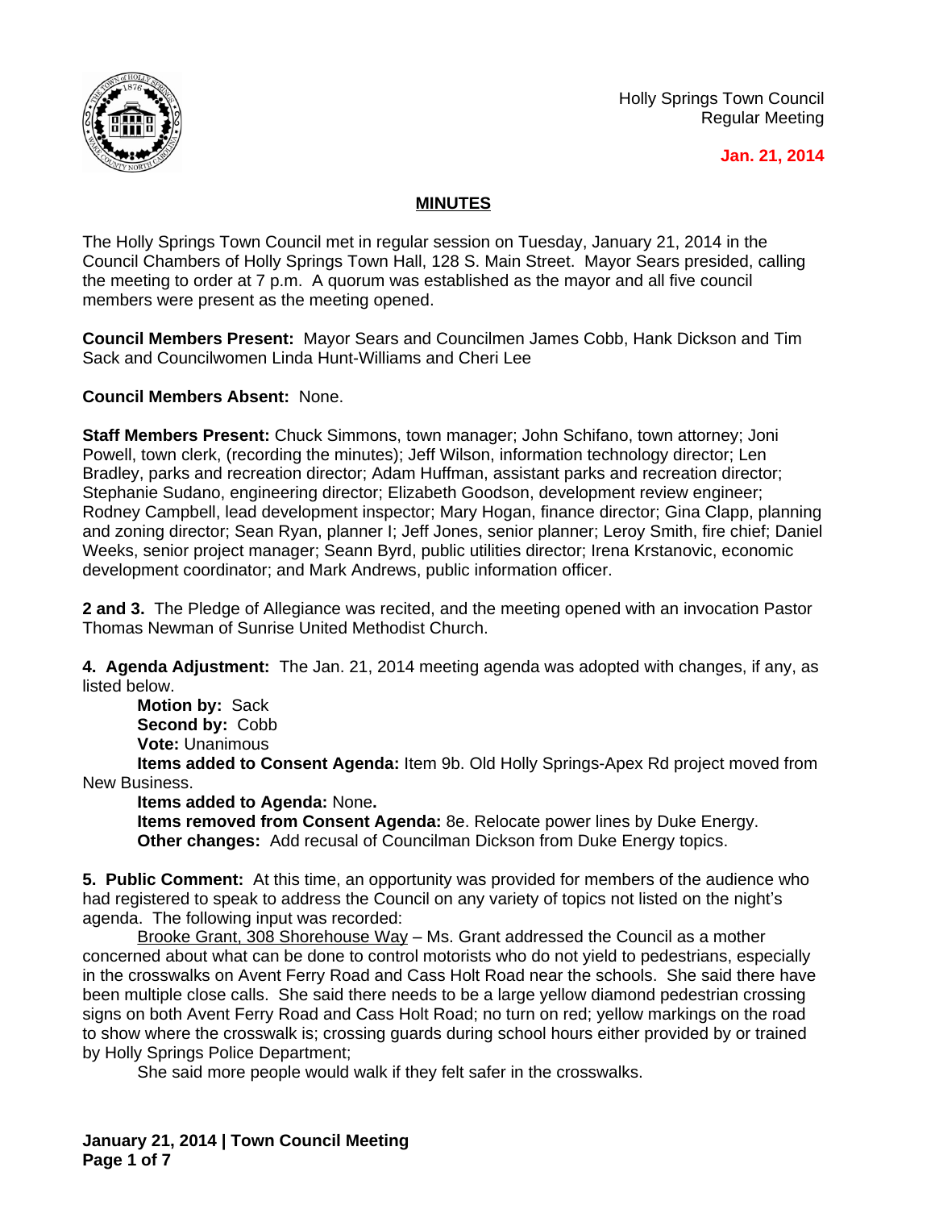Holly Springs Town Council
Regular Meeting

**Jan. 21, 2014**

## MINUTES

The Holly Springs Town Council met in regular session on Tuesday, January 21, 2014 in the Council Chambers of Holly Springs Town Hall, 128 S. Main Street. Mayor Sears presided, calling the meeting to order at 7 p.m. A quorum was established as the mayor and all five council members were present as the meeting opened.

**Council Members Present:** Mayor Sears and Councilmen James Cobb, Hank Dickson and Tim Sack and Councilwomen Linda Hunt-Williams and Cheri Lee

**Council Members Absent:** None.

**Staff Members Present:** Chuck Simmons, town manager; John Schifano, town attorney; Joni Powell, town clerk, (recording the minutes); Jeff Wilson, information technology director; Len Bradley, parks and recreation director; Adam Huffman, assistant parks and recreation director; Stephanie Sudano, engineering director; Elizabeth Goodson, development review engineer; Rodney Campbell, lead development inspector; Mary Hogan, finance director; Gina Clapp, planning and zoning director; Sean Ryan, planner I; Jeff Jones, senior planner; Leroy Smith, fire chief; Daniel Weeks, senior project manager; Seann Byrd, public utilities director; Irena Krstanovic, economic development coordinator; and Mark Andrews, public information officer.

**2 and 3.** The Pledge of Allegiance was recited, and the meeting opened with an invocation Pastor Thomas Newman of Sunrise United Methodist Church.

**4. Agenda Adjustment:** The Jan. 21, 2014 meeting agenda was adopted with changes, if any, as listed below.

**Motion by:** Sack
**Second by:** Cobb
**Vote:** Unanimous
**Items added to Consent Agenda:** Item 9b. Old Holly Springs-Apex Rd project moved from New Business.
**Items added to Agenda:** None**.**
**Items removed from Consent Agenda:** 8e. Relocate power lines by Duke Energy.
**Other changes:** Add recusal of Councilman Dickson from Duke Energy topics.

**5. Public Comment:** At this time, an opportunity was provided for members of the audience who had registered to speak to address the Council on any variety of topics not listed on the night's agenda. The following input was recorded:

Brooke Grant, 308 Shorehouse Way – Ms. Grant addressed the Council as a mother concerned about what can be done to control motorists who do not yield to pedestrians, especially in the crosswalks on Avent Ferry Road and Cass Holt Road near the schools. She said there have been multiple close calls. She said there needs to be a large yellow diamond pedestrian crossing signs on both Avent Ferry Road and Cass Holt Road; no turn on red; yellow markings on the road to show where the crosswalk is; crossing guards during school hours either provided by or trained by Holly Springs Police Department;

She said more people would walk if they felt safer in the crosswalks.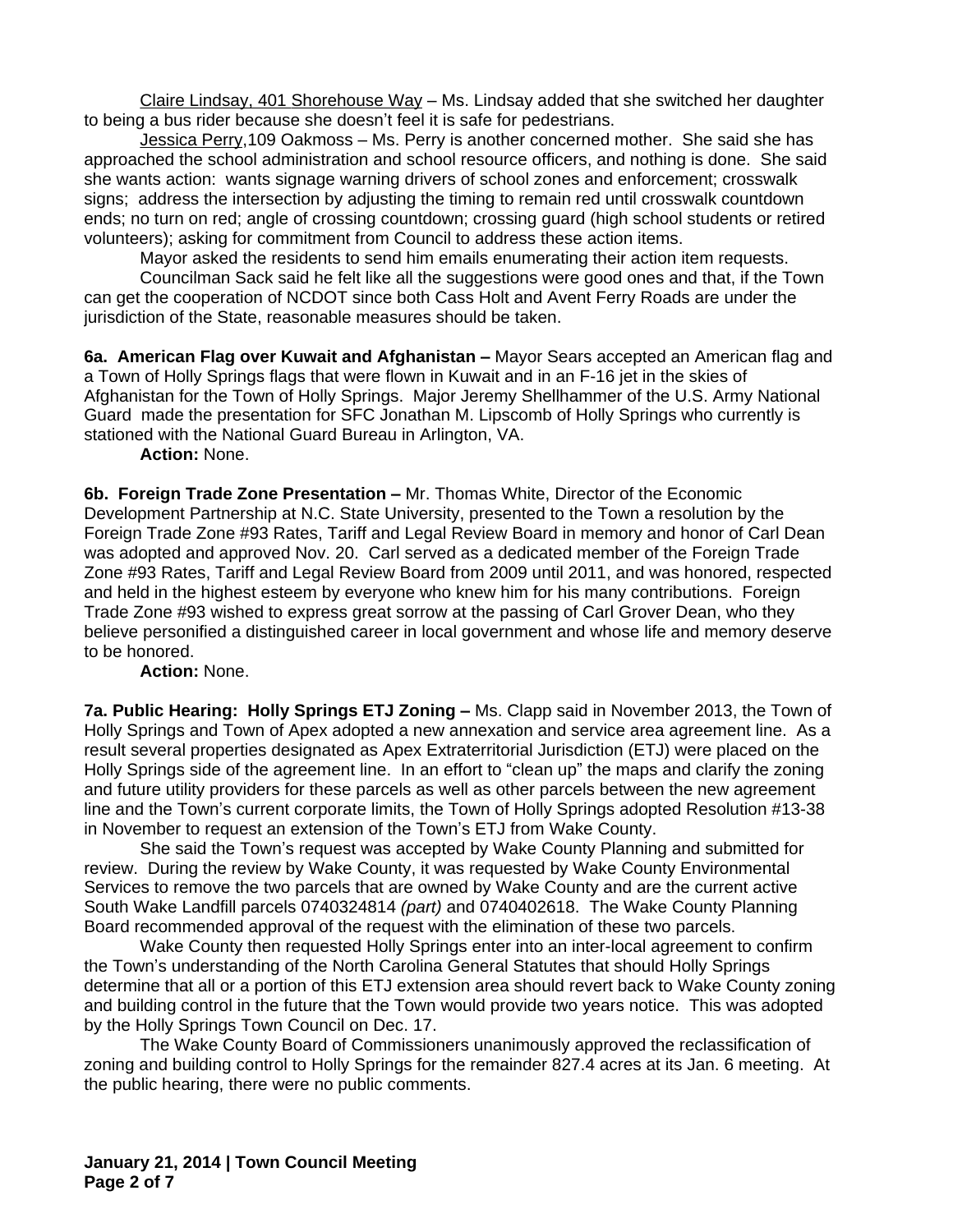Claire Lindsay, 401 Shorehouse Way – Ms. Lindsay added that she switched her daughter to being a bus rider because she doesn't feel it is safe for pedestrians.

Jessica Perry,109 Oakmoss – Ms. Perry is another concerned mother. She said she has approached the school administration and school resource officers, and nothing is done. She said she wants action: wants signage warning drivers of school zones and enforcement; crosswalk signs; address the intersection by adjusting the timing to remain red until crosswalk countdown ends; no turn on red; angle of crossing countdown; crossing guard (high school students or retired volunteers); asking for commitment from Council to address these action items.

Mayor asked the residents to send him emails enumerating their action item requests.

Councilman Sack said he felt like all the suggestions were good ones and that, if the Town can get the cooperation of NCDOT since both Cass Holt and Avent Ferry Roads are under the jurisdiction of the State, reasonable measures should be taken.

**6a. American Flag over Kuwait and Afghanistan –** Mayor Sears accepted an American flag and a Town of Holly Springs flags that were flown in Kuwait and in an F-16 jet in the skies of Afghanistan for the Town of Holly Springs. Major Jeremy Shellhammer of the U.S. Army National Guard made the presentation for SFC Jonathan M. Lipscomb of Holly Springs who currently is stationed with the National Guard Bureau in Arlington, VA.

**Action:** None.

**6b. Foreign Trade Zone Presentation –** Mr. Thomas White, Director of the Economic Development Partnership at N.C. State University, presented to the Town a resolution by the Foreign Trade Zone #93 Rates, Tariff and Legal Review Board in memory and honor of Carl Dean was adopted and approved Nov. 20. Carl served as a dedicated member of the Foreign Trade Zone #93 Rates, Tariff and Legal Review Board from 2009 until 2011, and was honored, respected and held in the highest esteem by everyone who knew him for his many contributions. Foreign Trade Zone #93 wished to express great sorrow at the passing of Carl Grover Dean, who they believe personified a distinguished career in local government and whose life and memory deserve to be honored.

**Action:** None.

**7a. Public Hearing: Holly Springs ETJ Zoning –** Ms. Clapp said in November 2013, the Town of Holly Springs and Town of Apex adopted a new annexation and service area agreement line. As a result several properties designated as Apex Extraterritorial Jurisdiction (ETJ) were placed on the Holly Springs side of the agreement line. In an effort to "clean up" the maps and clarify the zoning and future utility providers for these parcels as well as other parcels between the new agreement line and the Town's current corporate limits, the Town of Holly Springs adopted Resolution #13-38 in November to request an extension of the Town's ETJ from Wake County.

She said the Town's request was accepted by Wake County Planning and submitted for review. During the review by Wake County, it was requested by Wake County Environmental Services to remove the two parcels that are owned by Wake County and are the current active South Wake Landfill parcels 0740324814 *(part)* and 0740402618. The Wake County Planning Board recommended approval of the request with the elimination of these two parcels.

Wake County then requested Holly Springs enter into an inter-local agreement to confirm the Town's understanding of the North Carolina General Statutes that should Holly Springs determine that all or a portion of this ETJ extension area should revert back to Wake County zoning and building control in the future that the Town would provide two years notice. This was adopted by the Holly Springs Town Council on Dec. 17.

The Wake County Board of Commissioners unanimously approved the reclassification of zoning and building control to Holly Springs for the remainder 827.4 acres at its Jan. 6 meeting. At the public hearing, there were no public comments.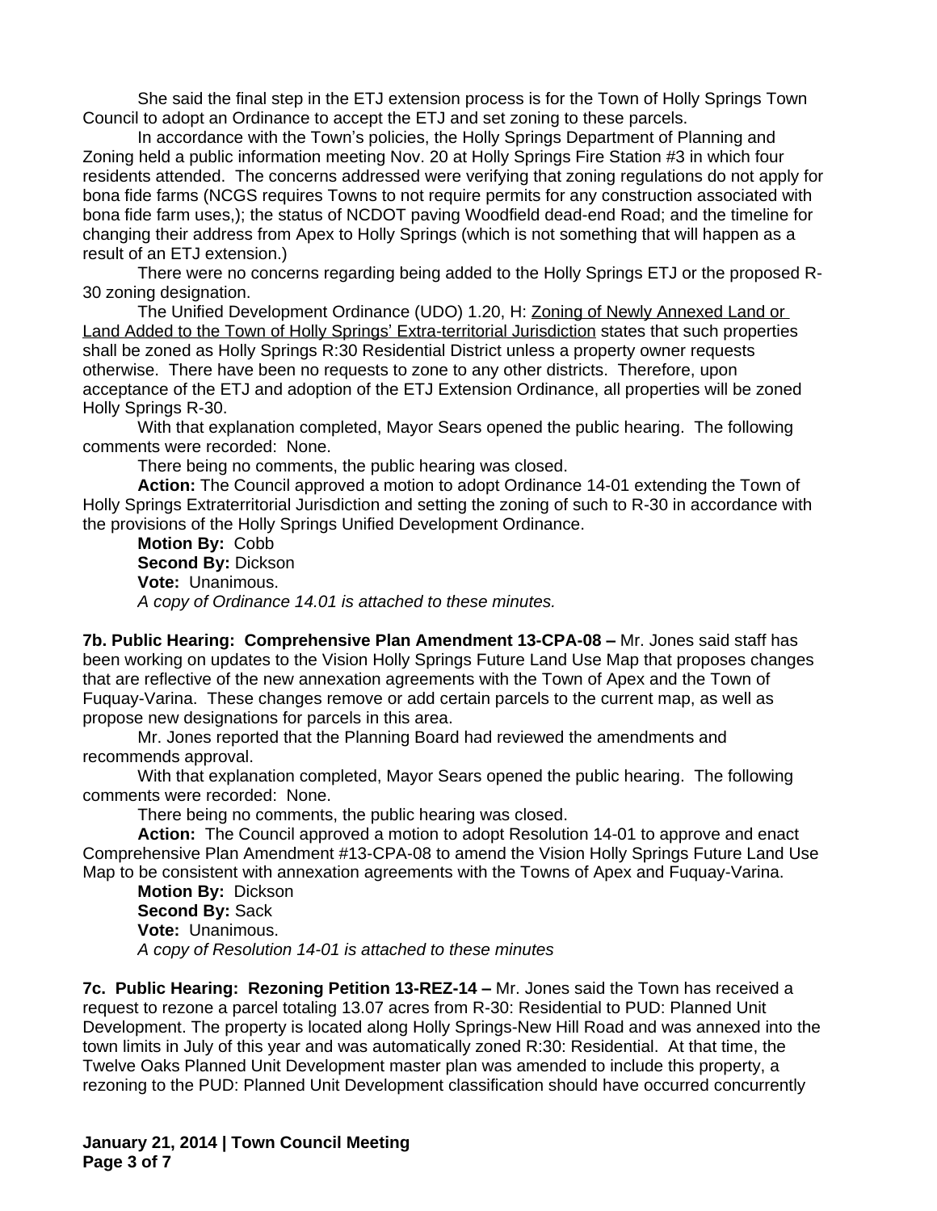She said the final step in the ETJ extension process is for the Town of Holly Springs Town Council to adopt an Ordinance to accept the ETJ and set zoning to these parcels.

In accordance with the Town's policies, the Holly Springs Department of Planning and Zoning held a public information meeting Nov. 20 at Holly Springs Fire Station #3 in which four residents attended. The concerns addressed were verifying that zoning regulations do not apply for bona fide farms (NCGS requires Towns to not require permits for any construction associated with bona fide farm uses,); the status of NCDOT paving Woodfield dead-end Road; and the timeline for changing their address from Apex to Holly Springs (which is not something that will happen as a result of an ETJ extension.)

There were no concerns regarding being added to the Holly Springs ETJ or the proposed R-30 zoning designation.

The Unified Development Ordinance (UDO) 1.20, H: <u>Zoning of Newly Annexed Land or Land Added to the Town of Holly Springs' Extra-territorial Jurisdiction</u> states that such properties shall be zoned as Holly Springs R:30 Residential District unless a property owner requests otherwise. There have been no requests to zone to any other districts. Therefore, upon acceptance of the ETJ and adoption of the ETJ Extension Ordinance, all properties will be zoned Holly Springs R-30.

With that explanation completed, Mayor Sears opened the public hearing. The following comments were recorded: None.

There being no comments, the public hearing was closed.

**Action:** The Council approved a motion to adopt Ordinance 14-01 extending the Town of Holly Springs Extraterritorial Jurisdiction and setting the zoning of such to R-30 in accordance with the provisions of the Holly Springs Unified Development Ordinance.

**Motion By:** Cobb
**Second By:** Dickson
**Vote:** Unanimous.
*A copy of Ordinance 14.01 is attached to these minutes.*

**7b. Public Hearing: Comprehensive Plan Amendment 13-CPA-08 –** Mr. Jones said staff has been working on updates to the Vision Holly Springs Future Land Use Map that proposes changes that are reflective of the new annexation agreements with the Town of Apex and the Town of Fuquay-Varina. These changes remove or add certain parcels to the current map, as well as propose new designations for parcels in this area.

Mr. Jones reported that the Planning Board had reviewed the amendments and recommends approval.

With that explanation completed, Mayor Sears opened the public hearing. The following comments were recorded: None.

There being no comments, the public hearing was closed.

**Action:** The Council approved a motion to adopt Resolution 14-01 to approve and enact Comprehensive Plan Amendment #13-CPA-08 to amend the Vision Holly Springs Future Land Use Map to be consistent with annexation agreements with the Towns of Apex and Fuquay-Varina.

**Motion By:** Dickson
**Second By:** Sack
**Vote:** Unanimous.
*A copy of Resolution 14-01 is attached to these minutes*

**7c. Public Hearing: Rezoning Petition 13-REZ-14 –** Mr. Jones said the Town has received a request to rezone a parcel totaling 13.07 acres from R-30: Residential to PUD: Planned Unit Development. The property is located along Holly Springs-New Hill Road and was annexed into the town limits in July of this year and was automatically zoned R:30: Residential. At that time, the Twelve Oaks Planned Unit Development master plan was amended to include this property, a rezoning to the PUD: Planned Unit Development classification should have occurred concurrently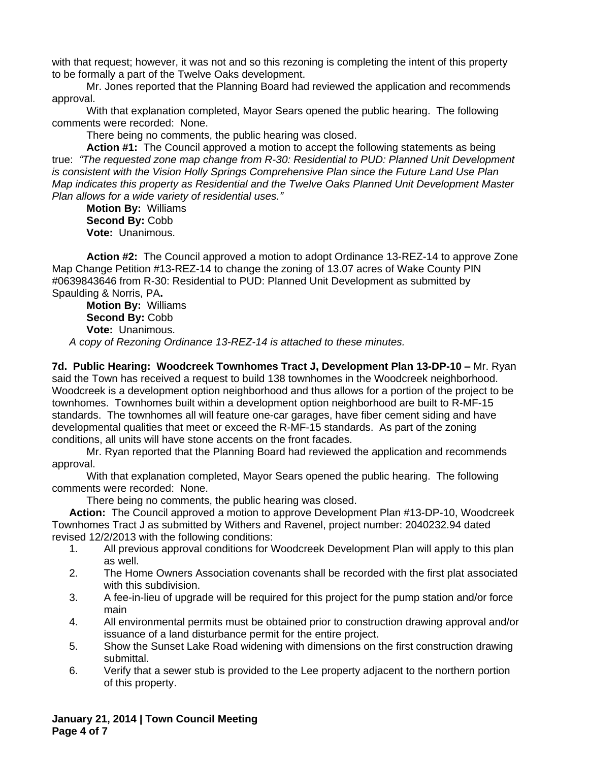with that request; however, it was not and so this rezoning is completing the intent of this property to be formally a part of the Twelve Oaks development.

Mr. Jones reported that the Planning Board had reviewed the application and recommends approval.

With that explanation completed, Mayor Sears opened the public hearing. The following comments were recorded: None.

There being no comments, the public hearing was closed.

**Action #1:** The Council approved a motion to accept the following statements as being true: *"The requested zone map change from R-30: Residential to PUD: Planned Unit Development is consistent with the Vision Holly Springs Comprehensive Plan since the Future Land Use Plan Map indicates this property as Residential and the Twelve Oaks Planned Unit Development Master Plan allows for a wide variety of residential uses."*

**Motion By:** Williams
**Second By:** Cobb
**Vote:** Unanimous.

**Action #2:** The Council approved a motion to adopt Ordinance 13-REZ-14 to approve Zone Map Change Petition #13-REZ-14 to change the zoning of 13.07 acres of Wake County PIN #0639843646 from R-30: Residential to PUD: Planned Unit Development as submitted by Spaulding & Norris, PA**.**

**Motion By:** Williams
**Second By:** Cobb
**Vote:** Unanimous.

*A copy of Rezoning Ordinance 13-REZ-14 is attached to these minutes.*

**7d. Public Hearing: Woodcreek Townhomes Tract J, Development Plan 13-DP-10 –** Mr. Ryan said the Town has received a request to build 138 townhomes in the Woodcreek neighborhood. Woodcreek is a development option neighborhood and thus allows for a portion of the project to be townhomes. Townhomes built within a development option neighborhood are built to R-MF-15 standards. The townhomes all will feature one-car garages, have fiber cement siding and have developmental qualities that meet or exceed the R-MF-15 standards. As part of the zoning conditions, all units will have stone accents on the front facades.

Mr. Ryan reported that the Planning Board had reviewed the application and recommends approval.

With that explanation completed, Mayor Sears opened the public hearing. The following comments were recorded: None.

There being no comments, the public hearing was closed.

**Action:** The Council approved a motion to approve Development Plan #13-DP-10, Woodcreek Townhomes Tract J as submitted by Withers and Ravenel, project number: 2040232.94 dated revised 12/2/2013 with the following conditions:

1. All previous approval conditions for Woodcreek Development Plan will apply to this plan as well.
2. The Home Owners Association covenants shall be recorded with the first plat associated with this subdivision.
3. A fee-in-lieu of upgrade will be required for this project for the pump station and/or force main
4. All environmental permits must be obtained prior to construction drawing approval and/or issuance of a land disturbance permit for the entire project.
5. Show the Sunset Lake Road widening with dimensions on the first construction drawing submittal.
6. Verify that a sewer stub is provided to the Lee property adjacent to the northern portion of this property.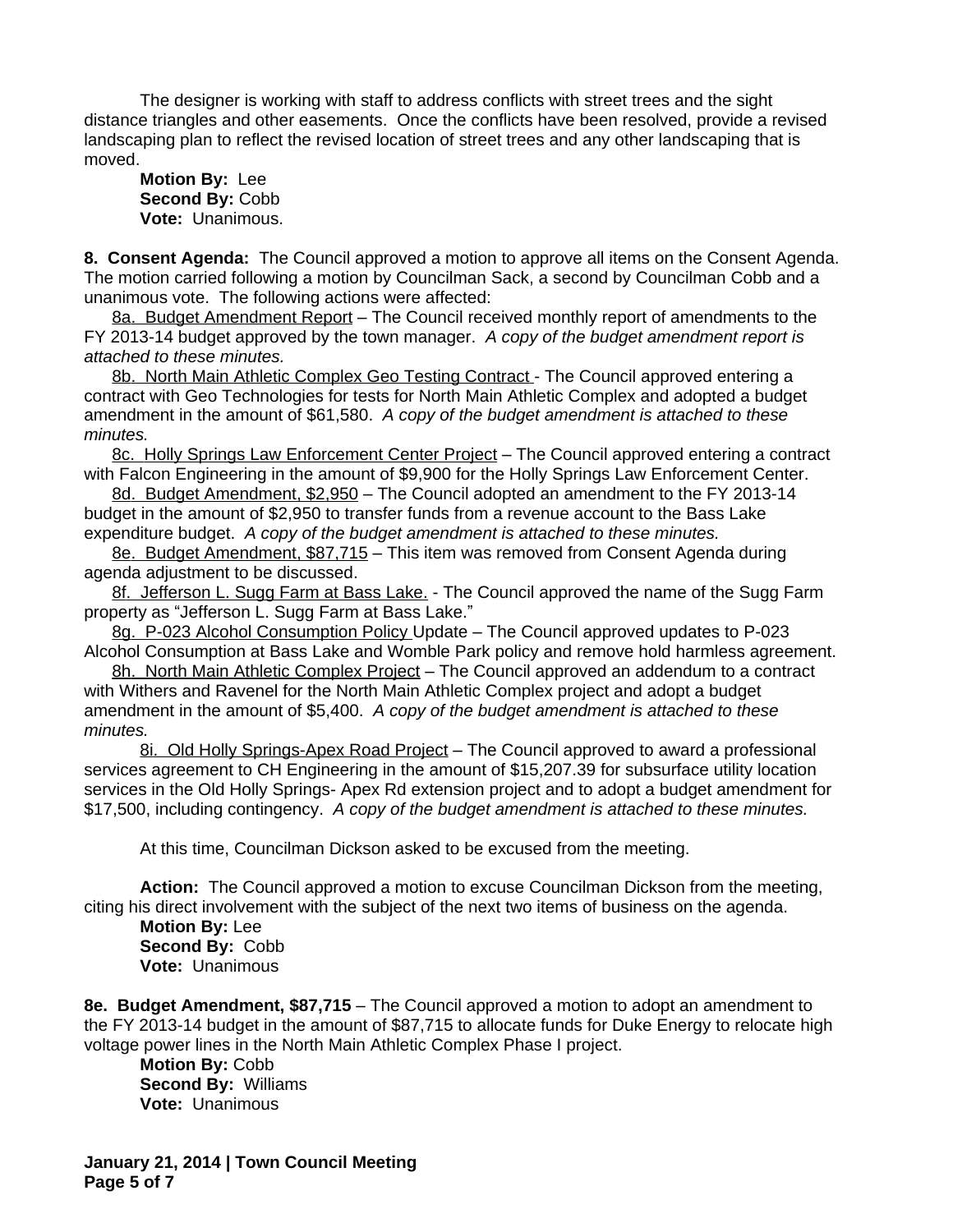The designer is working with staff to address conflicts with street trees and the sight distance triangles and other easements. Once the conflicts have been resolved, provide a revised landscaping plan to reflect the revised location of street trees and any other landscaping that is moved.

**Motion By:** Lee
**Second By:** Cobb
**Vote:** Unanimous.

**8. Consent Agenda:** The Council approved a motion to approve all items on the Consent Agenda. The motion carried following a motion by Councilman Sack, a second by Councilman Cobb and a unanimous vote. The following actions were affected:

8a. Budget Amendment Report – The Council received monthly report of amendments to the FY 2013-14 budget approved by the town manager. *A copy of the budget amendment report is attached to these minutes.*

8b. North Main Athletic Complex Geo Testing Contract - The Council approved entering a contract with Geo Technologies for tests for North Main Athletic Complex and adopted a budget amendment in the amount of $61,580. *A copy of the budget amendment is attached to these minutes.*

8c. Holly Springs Law Enforcement Center Project – The Council approved entering a contract with Falcon Engineering in the amount of $9,900 for the Holly Springs Law Enforcement Center.

8d. Budget Amendment, $2,950 – The Council adopted an amendment to the FY 2013-14 budget in the amount of $2,950 to transfer funds from a revenue account to the Bass Lake expenditure budget. *A copy of the budget amendment is attached to these minutes.*

8e. Budget Amendment, $87,715 – This item was removed from Consent Agenda during agenda adjustment to be discussed.

8f. Jefferson L. Sugg Farm at Bass Lake. - The Council approved the name of the Sugg Farm property as "Jefferson L. Sugg Farm at Bass Lake."

8g. P-023 Alcohol Consumption Policy Update – The Council approved updates to P-023 Alcohol Consumption at Bass Lake and Womble Park policy and remove hold harmless agreement.

8h. North Main Athletic Complex Project – The Council approved an addendum to a contract with Withers and Ravenel for the North Main Athletic Complex project and adopt a budget amendment in the amount of $5,400. *A copy of the budget amendment is attached to these minutes.*

8i. Old Holly Springs-Apex Road Project – The Council approved to award a professional services agreement to CH Engineering in the amount of $15,207.39 for subsurface utility location services in the Old Holly Springs- Apex Rd extension project and to adopt a budget amendment for $17,500, including contingency. *A copy of the budget amendment is attached to these minutes.*

At this time, Councilman Dickson asked to be excused from the meeting.

**Action:** The Council approved a motion to excuse Councilman Dickson from the meeting, citing his direct involvement with the subject of the next two items of business on the agenda.

**Motion By:** Lee
**Second By:** Cobb
**Vote:** Unanimous

**8e. Budget Amendment, $87,715** – The Council approved a motion to adopt an amendment to the FY 2013-14 budget in the amount of $87,715 to allocate funds for Duke Energy to relocate high voltage power lines in the North Main Athletic Complex Phase I project.

**Motion By:** Cobb
**Second By:** Williams
**Vote:** Unanimous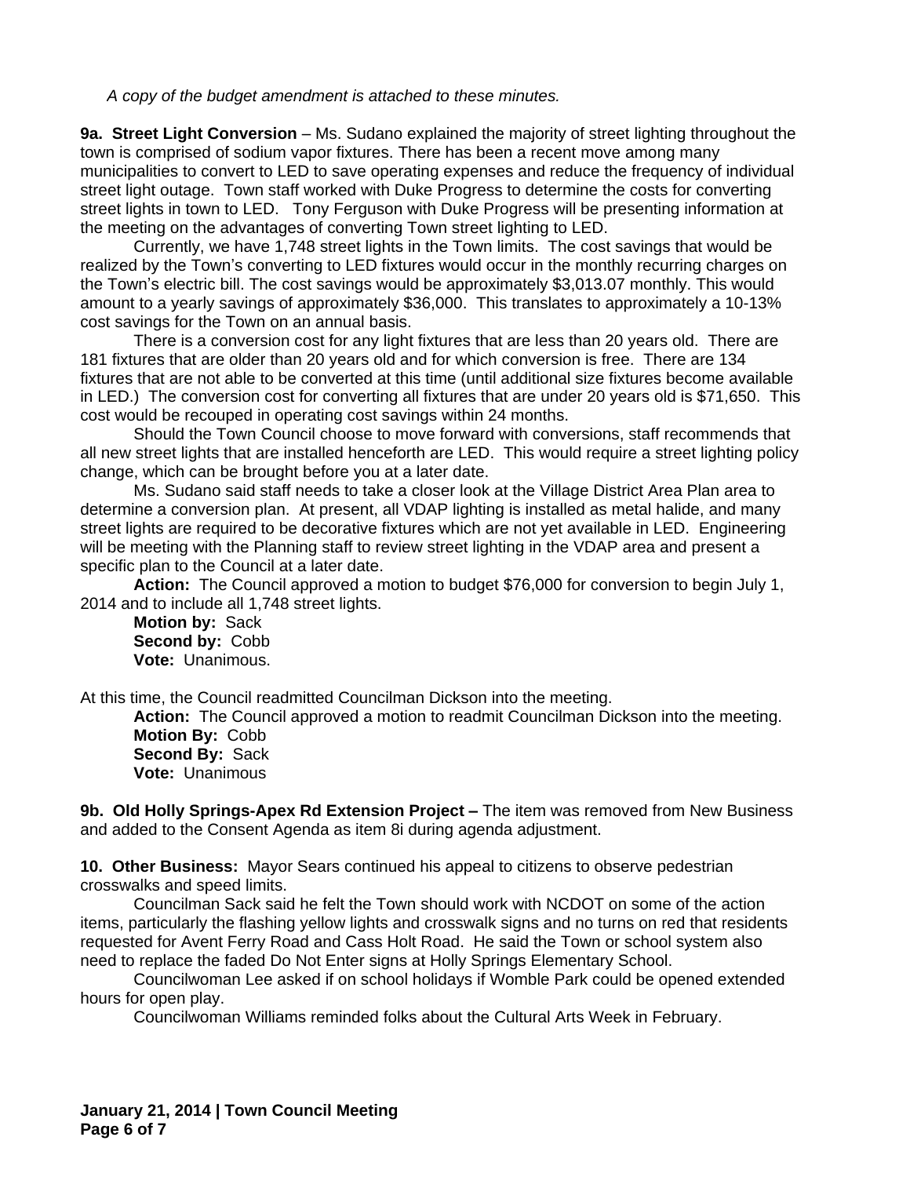*A copy of the budget amendment is attached to these minutes.*

**9a. Street Light Conversion** – Ms. Sudano explained the majority of street lighting throughout the town is comprised of sodium vapor fixtures. There has been a recent move among many municipalities to convert to LED to save operating expenses and reduce the frequency of individual street light outage. Town staff worked with Duke Progress to determine the costs for converting street lights in town to LED. Tony Ferguson with Duke Progress will be presenting information at the meeting on the advantages of converting Town street lighting to LED.

Currently, we have 1,748 street lights in the Town limits. The cost savings that would be realized by the Town's converting to LED fixtures would occur in the monthly recurring charges on the Town's electric bill. The cost savings would be approximately $3,013.07 monthly. This would amount to a yearly savings of approximately $36,000. This translates to approximately a 10-13% cost savings for the Town on an annual basis.

There is a conversion cost for any light fixtures that are less than 20 years old. There are 181 fixtures that are older than 20 years old and for which conversion is free. There are 134 fixtures that are not able to be converted at this time (until additional size fixtures become available in LED.) The conversion cost for converting all fixtures that are under 20 years old is $71,650. This cost would be recouped in operating cost savings within 24 months.

Should the Town Council choose to move forward with conversions, staff recommends that all new street lights that are installed henceforth are LED. This would require a street lighting policy change, which can be brought before you at a later date.

Ms. Sudano said staff needs to take a closer look at the Village District Area Plan area to determine a conversion plan. At present, all VDAP lighting is installed as metal halide, and many street lights are required to be decorative fixtures which are not yet available in LED. Engineering will be meeting with the Planning staff to review street lighting in the VDAP area and present a specific plan to the Council at a later date.

**Action:** The Council approved a motion to budget $76,000 for conversion to begin July 1, 2014 and to include all 1,748 street lights.
**Motion by:** Sack
**Second by:** Cobb
**Vote:** Unanimous.

At this time, the Council readmitted Councilman Dickson into the meeting.

**Action:** The Council approved a motion to readmit Councilman Dickson into the meeting.
**Motion By:** Cobb
**Second By:** Sack
**Vote:** Unanimous

**9b. Old Holly Springs-Apex Rd Extension Project –** The item was removed from New Business and added to the Consent Agenda as item 8i during agenda adjustment.

**10. Other Business:** Mayor Sears continued his appeal to citizens to observe pedestrian crosswalks and speed limits.

Councilman Sack said he felt the Town should work with NCDOT on some of the action items, particularly the flashing yellow lights and crosswalk signs and no turns on red that residents requested for Avent Ferry Road and Cass Holt Road. He said the Town or school system also need to replace the faded Do Not Enter signs at Holly Springs Elementary School.

Councilwoman Lee asked if on school holidays if Womble Park could be opened extended hours for open play.

Councilwoman Williams reminded folks about the Cultural Arts Week in February.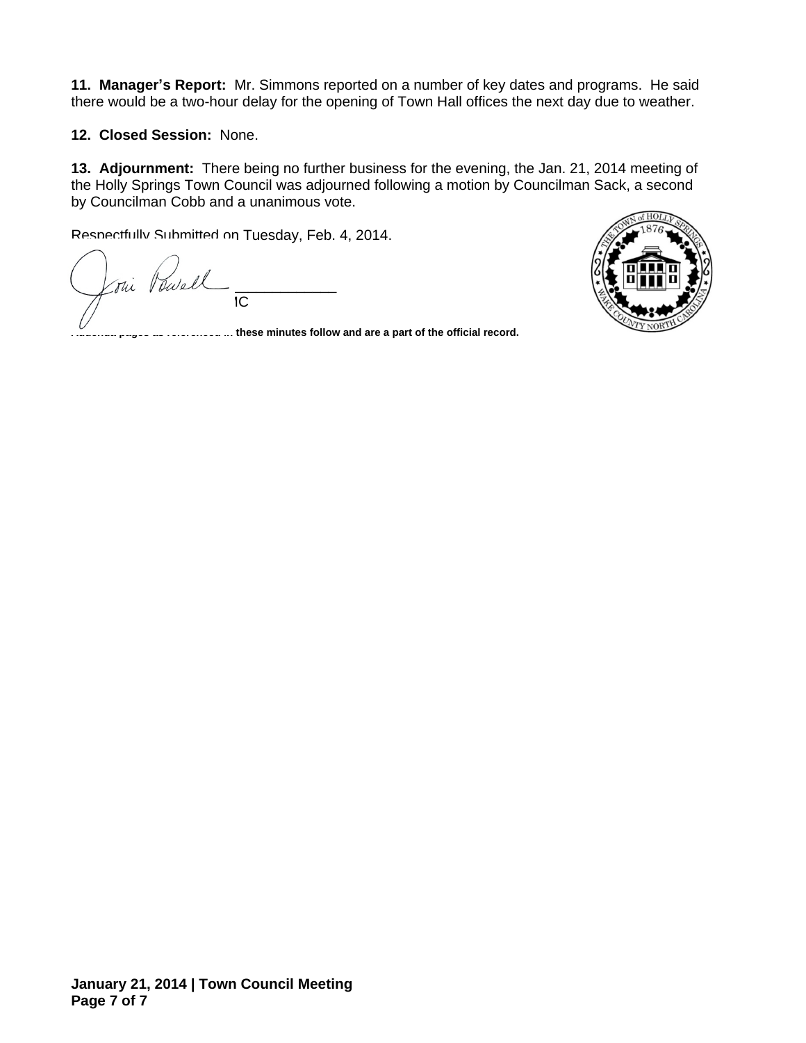**11. Manager's Report:** Mr. Simmons reported on a number of key dates and programs. He said there would be a two-hour delay for the opening of Town Hall offices the next day due to weather.

**12. Closed Session:** None.

**13. Adjournment:** There being no further business for the evening, the Jan. 21, 2014 meeting of the Holly Springs Town Council was adjourned following a motion by Councilman Sack, a second by Councilman Cobb and a unanimous vote.

Respectfully Submitted on Tuesday, Feb. 4, 2014.

Joni Powell ___________
MC

**these minutes follow and are a part of the official record.**